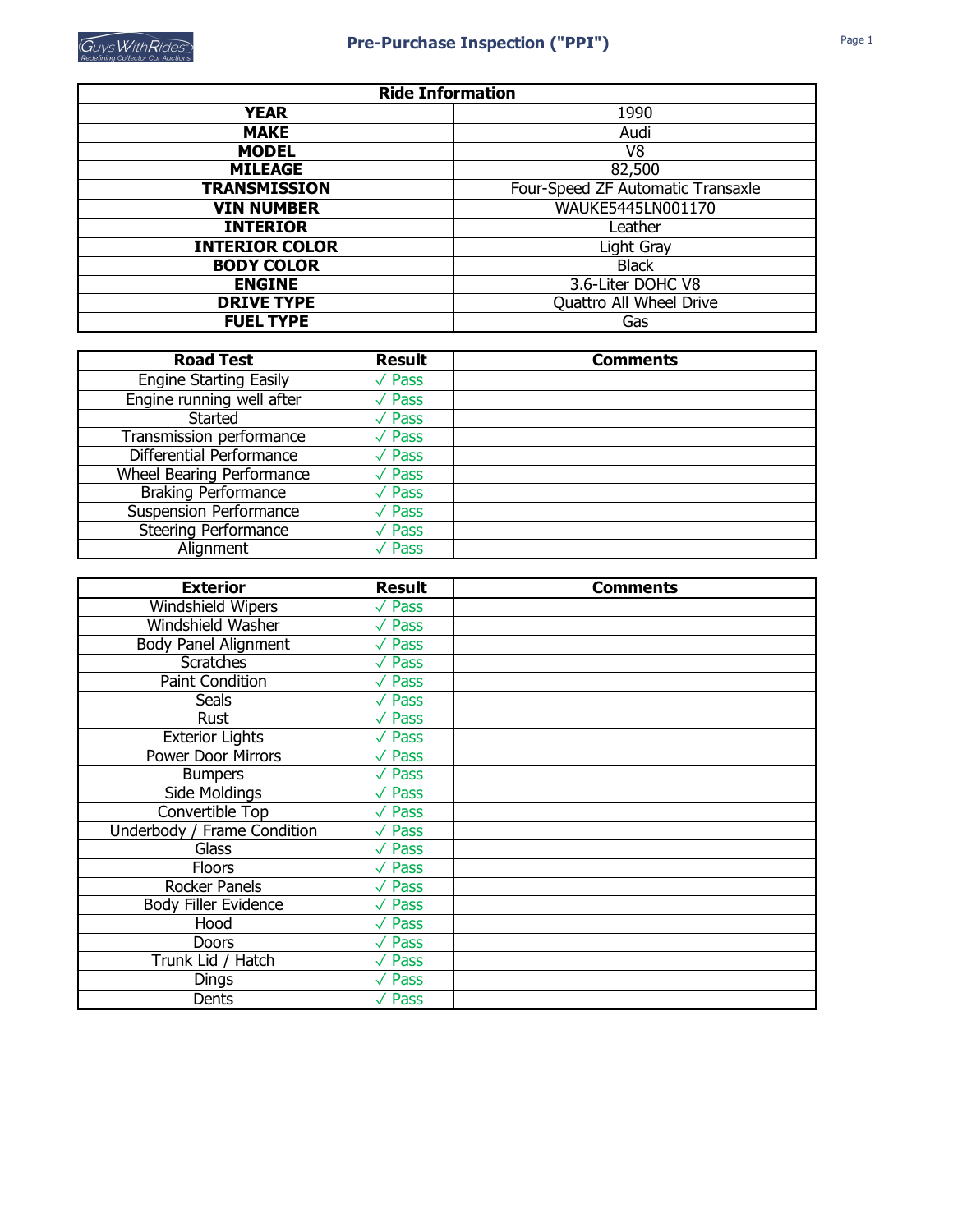# Pre-Purchase Inspection ("PPI")

| Ride Information | |
|---|---|
| **YEAR** | 1990 |
| **MAKE** | Audi |
| **MODEL** | V8 |
| **MILEAGE** | 82,500 |
| **TRANSMISSION** | Four-Speed ZF Automatic Transaxle |
| **VIN NUMBER** | WAUKE5445LN001170 |
| **INTERIOR** | Leather |
| **INTERIOR COLOR** | Light Gray |
| **BODY COLOR** | Black |
| **ENGINE** | 3.6-Liter DOHC V8 |
| **DRIVE TYPE** | Quattro All Wheel Drive |
| **FUEL TYPE** | Gas |

| Road Test | Result | Comments |
|---|---|---|
| Engine Starting Easily | ✓ Pass | |
| Engine running well after Started | ✓ Pass | |
| Transmission performance | ✓ Pass | |
| Differential Performance | ✓ Pass | |
| Wheel Bearing Performance | ✓ Pass | |
| Braking Performance | ✓ Pass | |
| Suspension Performance | ✓ Pass | |
| Steering Performance | ✓ Pass | |
| Alignment | ✓ Pass | |

| Exterior | Result | Comments |
|---|---|---|
| Windshield Wipers | ✓ Pass | |
| Windshield Washer | ✓ Pass | |
| Body Panel Alignment | ✓ Pass | |
| Scratches | ✓ Pass | |
| Paint Condition | ✓ Pass | |
| Seals | ✓ Pass | |
| Rust | ✓ Pass | |
| Exterior Lights | ✓ Pass | |
| Power Door Mirrors | ✓ Pass | |
| Bumpers | ✓ Pass | |
| Side Moldings | ✓ Pass | |
| Convertible Top | ✓ Pass | |
| Underbody / Frame Condition | ✓ Pass | |
| Glass | ✓ Pass | |
| Floors | ✓ Pass | |
| Rocker Panels | ✓ Pass | |
| Body Filler Evidence | ✓ Pass | |
| Hood | ✓ Pass | |
| Doors | ✓ Pass | |
| Trunk Lid / Hatch | ✓ Pass | |
| Dings | ✓ Pass | |
| Dents | ✓ Pass | |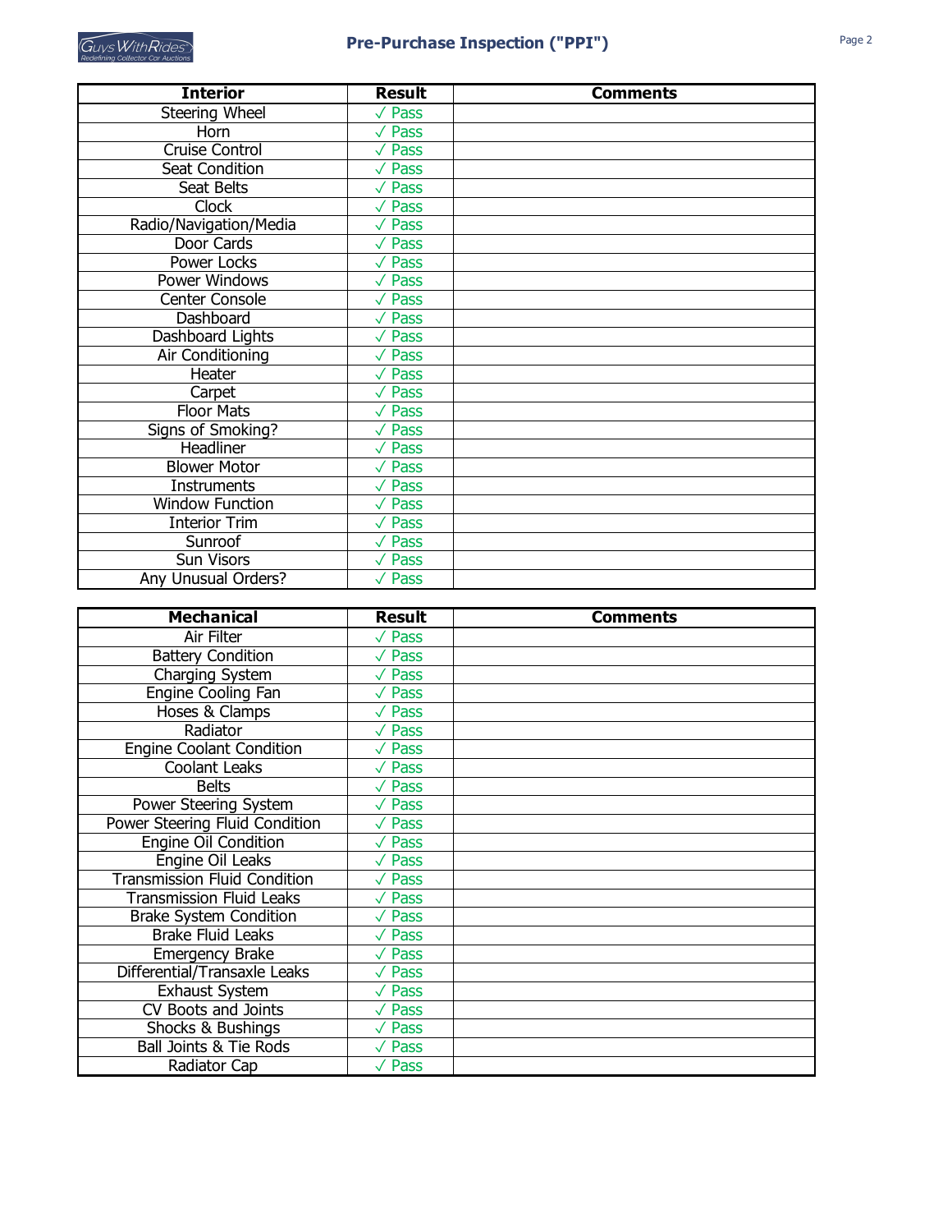# Pre-Purchase Inspection ("PPI")

| Interior | Result | Comments |
|---|---|---|
| Steering Wheel | √ Pass | |
| Horn | √ Pass | |
| Cruise Control | √ Pass | |
| Seat Condition | √ Pass | |
| Seat Belts | √ Pass | |
| Clock | √ Pass | |
| Radio/Navigation/Media | √ Pass | |
| Door Cards | √ Pass | |
| Power Locks | √ Pass | |
| Power Windows | √ Pass | |
| Center Console | √ Pass | |
| Dashboard | √ Pass | |
| Dashboard Lights | √ Pass | |
| Air Conditioning | √ Pass | |
| Heater | √ Pass | |
| Carpet | √ Pass | |
| Floor Mats | √ Pass | |
| Signs of Smoking? | √ Pass | |
| Headliner | √ Pass | |
| Blower Motor | √ Pass | |
| Instruments | √ Pass | |
| Window Function | √ Pass | |
| Interior Trim | √ Pass | |
| Sunroof | √ Pass | |
| Sun Visors | √ Pass | |
| Any Unusual Orders? | √ Pass | |

| Mechanical | Result | Comments |
|---|---|---|
| Air Filter | √ Pass | |
| Battery Condition | √ Pass | |
| Charging System | √ Pass | |
| Engine Cooling Fan | √ Pass | |
| Hoses & Clamps | √ Pass | |
| Radiator | √ Pass | |
| Engine Coolant Condition | √ Pass | |
| Coolant Leaks | √ Pass | |
| Belts | √ Pass | |
| Power Steering System | √ Pass | |
| Power Steering Fluid Condition | √ Pass | |
| Engine Oil Condition | √ Pass | |
| Engine Oil Leaks | √ Pass | |
| Transmission Fluid Condition | √ Pass | |
| Transmission Fluid Leaks | √ Pass | |
| Brake System Condition | √ Pass | |
| Brake Fluid Leaks | √ Pass | |
| Emergency Brake | √ Pass | |
| Differential/Transaxle Leaks | √ Pass | |
| Exhaust System | √ Pass | |
| CV Boots and Joints | √ Pass | |
| Shocks & Bushings | √ Pass | |
| Ball Joints & Tie Rods | √ Pass | |
| Radiator Cap | √ Pass | |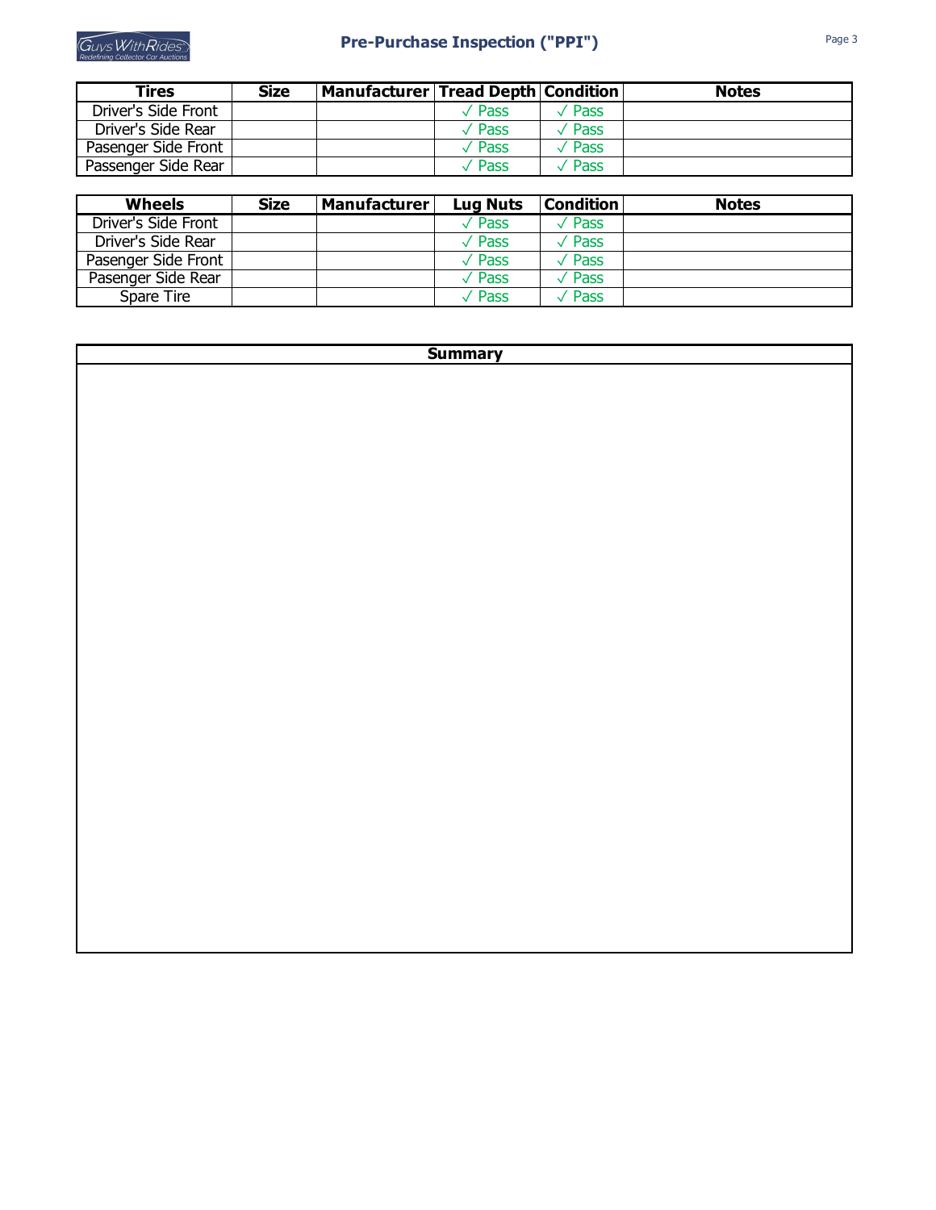| Tires | Size | Manufacturer | Tread Depth | Condition | Notes |
| --- | --- | --- | --- | --- | --- |
| Driver's Side Front | | | ✓ Pass | ✓ Pass | |
| Driver's Side Rear | | | ✓ Pass | ✓ Pass | |
| Pasenger Side Front | | | ✓ Pass | ✓ Pass | |
| Passenger Side Rear | | | ✓ Pass | ✓ Pass | |

| Wheels | Size | Manufacturer | Lug Nuts | Condition | Notes |
| --- | --- | --- | --- | --- | --- |
| Driver's Side Front | | | ✓ Pass | ✓ Pass | |
| Driver's Side Rear | | | ✓ Pass | ✓ Pass | |
| Pasenger Side Front | | | ✓ Pass | ✓ Pass | |
| Pasenger Side Rear | | | ✓ Pass | ✓ Pass | |
| Spare Tire | | | ✓ Pass | ✓ Pass | |

| Summary |
| --- |
| |